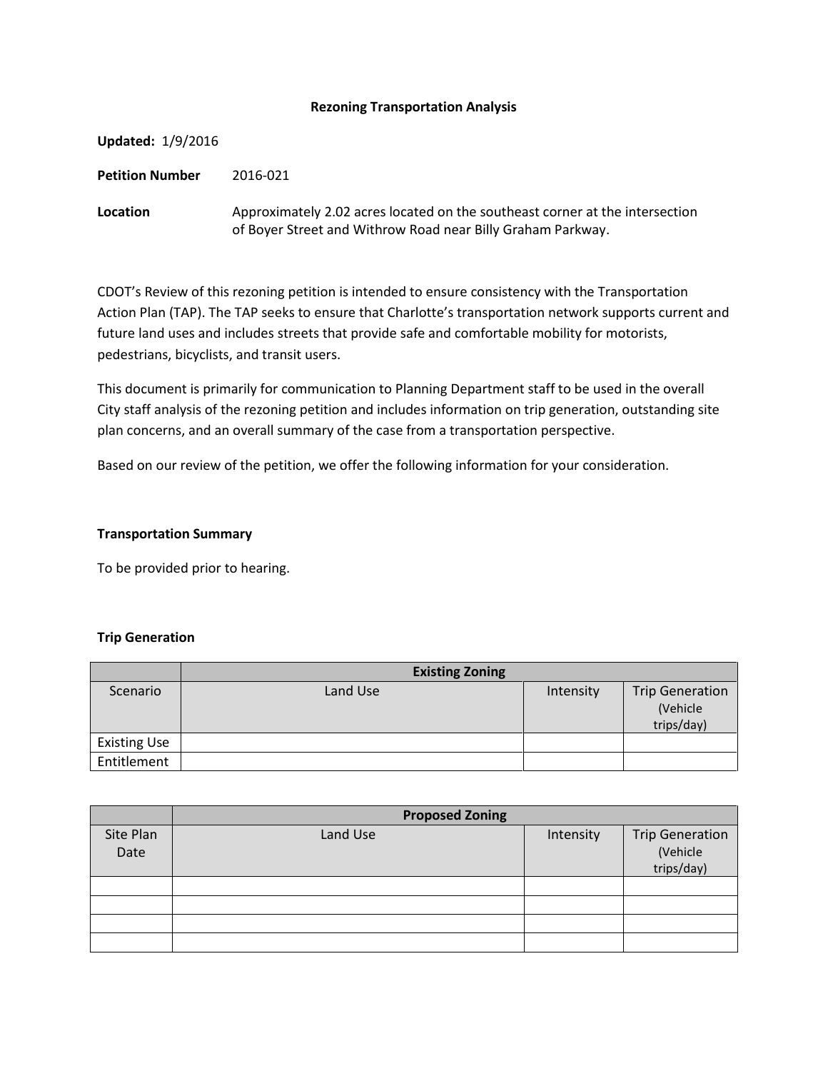# Rezoning Transportation Analysis

**Updated:** 1/9/2016

**Petition Number** 2016-021

**Location** Approximately 2.02 acres located on the southeast corner at the intersection of Boyer Street and Withrow Road near Billy Graham Parkway.

CDOT's Review of this rezoning petition is intended to ensure consistency with the Transportation Action Plan (TAP). The TAP seeks to ensure that Charlotte's transportation network supports current and future land uses and includes streets that provide safe and comfortable mobility for motorists, pedestrians, bicyclists, and transit users.

This document is primarily for communication to Planning Department staff to be used in the overall City staff analysis of the rezoning petition and includes information on trip generation, outstanding site plan concerns, and an overall summary of the case from a transportation perspective.

Based on our review of the petition, we offer the following information for your consideration.

## Transportation Summary

To be provided prior to hearing.

## Trip Generation

| | Existing Zoning | | |
|---|---|---|---|
| Scenario | Land Use | Intensity | Trip Generation (Vehicle trips/day) |
| Existing Use | | | |
| Entitlement | | | |

| | Proposed Zoning | | |
|---|---|---|---|
| Site Plan Date | Land Use | Intensity | Trip Generation (Vehicle trips/day) |
| | | | |
| | | | |
| | | | |
| | | | |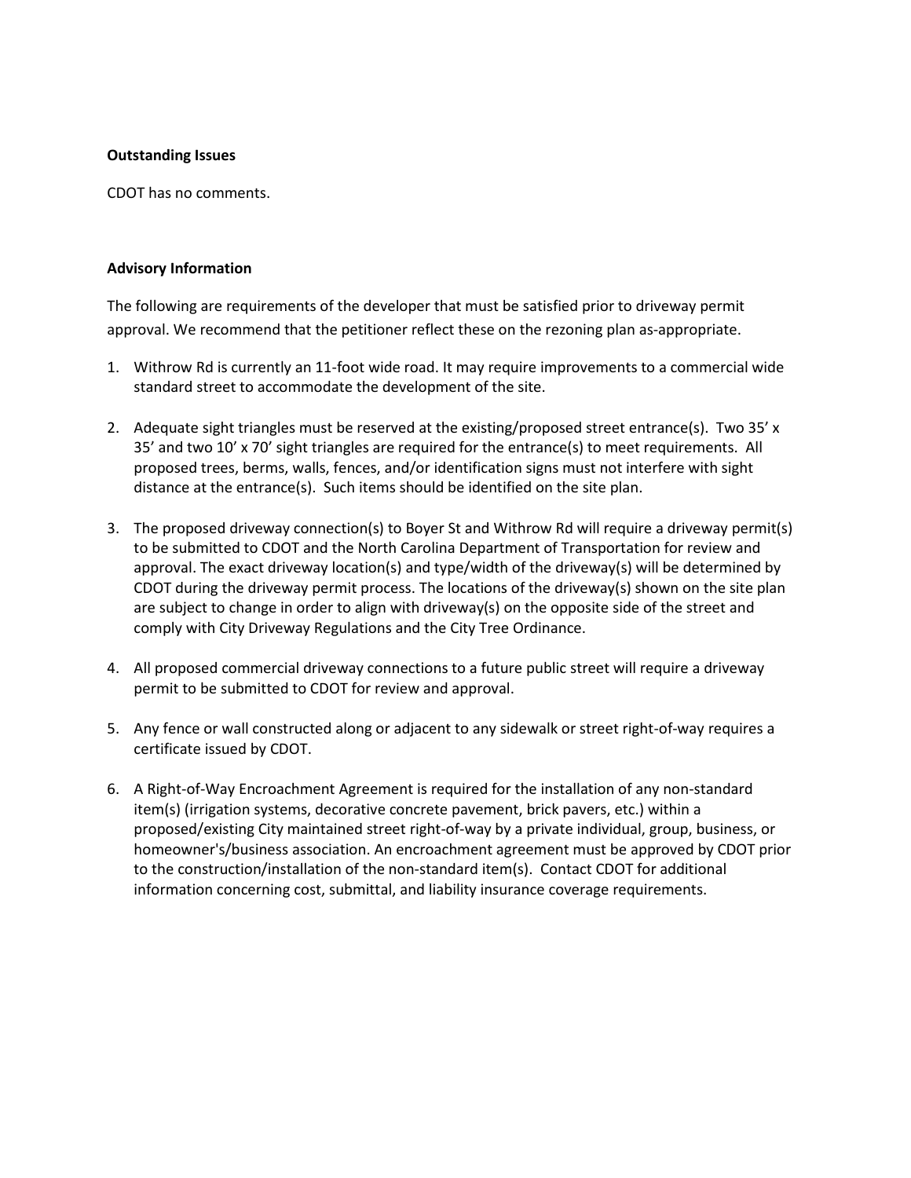**Outstanding Issues**

CDOT has no comments.

**Advisory Information**

The following are requirements of the developer that must be satisfied prior to driveway permit approval. We recommend that the petitioner reflect these on the rezoning plan as-appropriate.

1. Withrow Rd is currently an 11-foot wide road. It may require improvements to a commercial wide standard street to accommodate the development of the site.

2. Adequate sight triangles must be reserved at the existing/proposed street entrance(s). Two 35' x 35' and two 10' x 70' sight triangles are required for the entrance(s) to meet requirements. All proposed trees, berms, walls, fences, and/or identification signs must not interfere with sight distance at the entrance(s). Such items should be identified on the site plan.

3. The proposed driveway connection(s) to Boyer St and Withrow Rd will require a driveway permit(s) to be submitted to CDOT and the North Carolina Department of Transportation for review and approval. The exact driveway location(s) and type/width of the driveway(s) will be determined by CDOT during the driveway permit process. The locations of the driveway(s) shown on the site plan are subject to change in order to align with driveway(s) on the opposite side of the street and comply with City Driveway Regulations and the City Tree Ordinance.

4. All proposed commercial driveway connections to a future public street will require a driveway permit to be submitted to CDOT for review and approval.

5. Any fence or wall constructed along or adjacent to any sidewalk or street right-of-way requires a certificate issued by CDOT.

6. A Right-of-Way Encroachment Agreement is required for the installation of any non-standard item(s) (irrigation systems, decorative concrete pavement, brick pavers, etc.) within a proposed/existing City maintained street right-of-way by a private individual, group, business, or homeowner's/business association. An encroachment agreement must be approved by CDOT prior to the construction/installation of the non-standard item(s). Contact CDOT for additional information concerning cost, submittal, and liability insurance coverage requirements.